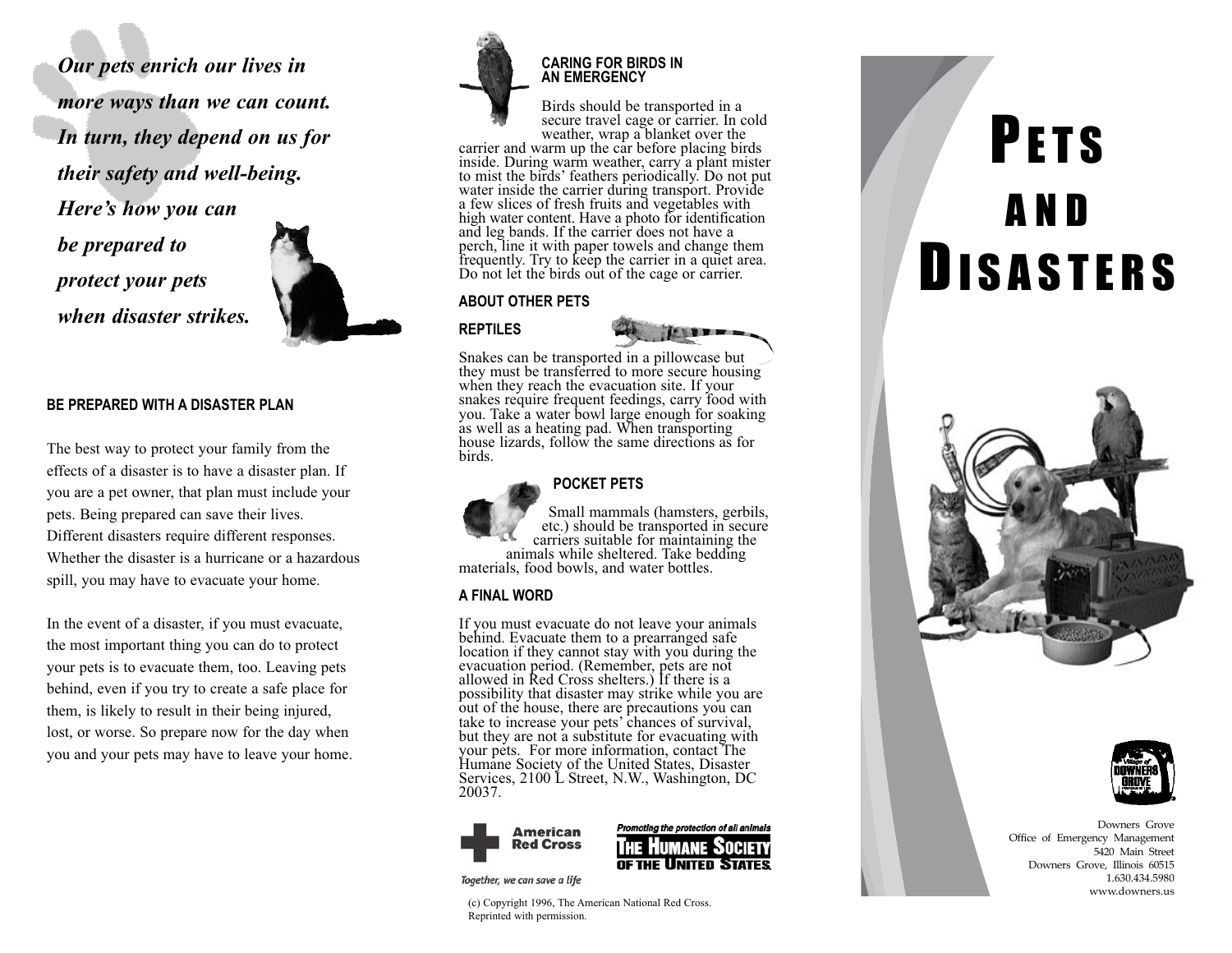***Our pets enrich our lives in more ways than we can count. In turn, they depend on us for their safety and well-being. Here's how you can be prepared to protect your pets when disaster strikes.***

## BE PREPARED WITH A DISASTER PLAN

The best way to protect your family from the effects of a disaster is to have a disaster plan. If you are a pet owner, that plan must include your pets. Being prepared can save their lives. Different disasters require different responses. Whether the disaster is a hurricane or a hazardous spill, you may have to evacuate your home.

In the event of a disaster, if you must evacuate, the most important thing you can do to protect your pets is to evacuate them, too. Leaving pets behind, even if you try to create a safe place for them, is likely to result in their being injured, lost, or worse. So prepare now for the day when you and your pets may have to leave your home.

## CARING FOR BIRDS IN AN EMERGENCY

Birds should be transported in a secure travel cage or carrier. In cold weather, wrap a blanket over the carrier and warm up the car before placing birds inside. During warm weather, carry a plant mister to mist the birds' feathers periodically. Do not put water inside the carrier during transport. Provide a few slices of fresh fruits and vegetables with high water content. Have a photo for identification and leg bands. If the carrier does not have a perch, line it with paper towels and change them frequently. Try to keep the carrier in a quiet area. Do not let the birds out of the cage or carrier.

## ABOUT OTHER PETS

### REPTILES

Snakes can be transported in a pillowcase but they must be transferred to more secure housing when they reach the evacuation site. If your snakes require frequent feedings, carry food with you. Take a water bowl large enough for soaking as well as a heating pad. When transporting house lizards, follow the same directions as for birds.

### POCKET PETS

Small mammals (hamsters, gerbils, etc.) should be transported in secure carriers suitable for maintaining the animals while sheltered. Take bedding materials, food bowls, and water bottles.

## A FINAL WORD

If you must evacuate do not leave your animals behind. Evacuate them to a prearranged safe location if they cannot stay with you during the evacuation period. (Remember, pets are not allowed in Red Cross shelters.) If there is a possibility that disaster may strike while you are out of the house, there are precautions you can take to increase your pets' chances of survival, but they are not a substitute for evacuating with your pets. For more information, contact The Humane Society of the United States, Disaster Services, 2100 L Street, N.W., Washington, DC 20037.

American Red Cross

*Together, we can save a life*

*Promoting the protection of all animals*

THE HUMANE SOCIETY OF THE UNITED STATES

(c) Copyright 1996, The American National Red Cross. Reprinted with permission.

# PETS AND DISASTERS

Downers Grove
Office of Emergency Management
5420 Main Street
Downers Grove, Illinois 60515
1.630.434.5980
www.downers.us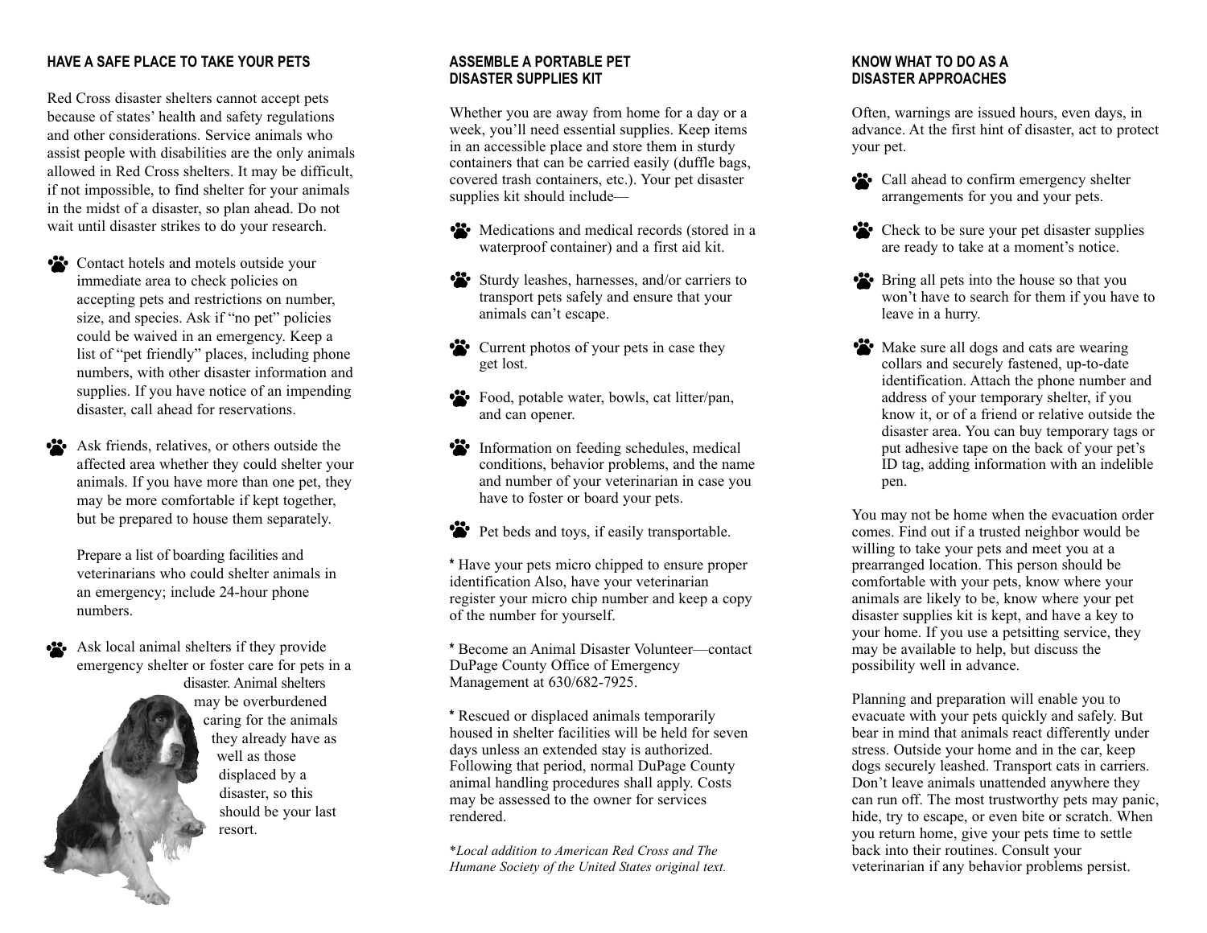## HAVE A SAFE PLACE TO TAKE YOUR PETS

Red Cross disaster shelters cannot accept pets because of states' health and safety regulations and other considerations. Service animals who assist people with disabilities are the only animals allowed in Red Cross shelters. It may be difficult, if not impossible, to find shelter for your animals in the midst of a disaster, so plan ahead. Do not wait until disaster strikes to do your research.

- Contact hotels and motels outside your immediate area to check policies on accepting pets and restrictions on number, size, and species. Ask if "no pet" policies could be waived in an emergency. Keep a list of "pet friendly" places, including phone numbers, with other disaster information and supplies. If you have notice of an impending disaster, call ahead for reservations.
- Ask friends, relatives, or others outside the affected area whether they could shelter your animals. If you have more than one pet, they may be more comfortable if kept together, but be prepared to house them separately.

  Prepare a list of boarding facilities and veterinarians who could shelter animals in an emergency; include 24-hour phone numbers.
- Ask local animal shelters if they provide emergency shelter or foster care for pets in a disaster. Animal shelters may be overburdened caring for the animals they already have as well as those displaced by a disaster, so this should be your last resort.

## ASSEMBLE A PORTABLE PET DISASTER SUPPLIES KIT

Whether you are away from home for a day or a week, you'll need essential supplies. Keep items in an accessible place and store them in sturdy containers that can be carried easily (duffle bags, covered trash containers, etc.). Your pet disaster supplies kit should include—

- Medications and medical records (stored in a waterproof container) and a first aid kit.
- Sturdy leashes, harnesses, and/or carriers to transport pets safely and ensure that your animals can't escape.
- Current photos of your pets in case they get lost.
- Food, potable water, bowls, cat litter/pan, and can opener.
- Information on feeding schedules, medical conditions, behavior problems, and the name and number of your veterinarian in case you have to foster or board your pets.
- Pet beds and toys, if easily transportable.

* Have your pets micro chipped to ensure proper identification Also, have your veterinarian register your micro chip number and keep a copy of the number for yourself.

* Become an Animal Disaster Volunteer—contact DuPage County Office of Emergency Management at 630/682-7925.

* Rescued or displaced animals temporarily housed in shelter facilities will be held for seven days unless an extended stay is authorized. Following that period, normal DuPage County animal handling procedures shall apply. Costs may be assessed to the owner for services rendered.

**Local addition to American Red Cross and The Humane Society of the United States original text.*

## KNOW WHAT TO DO AS A DISASTER APPROACHES

Often, warnings are issued hours, even days, in advance. At the first hint of disaster, act to protect your pet.

- Call ahead to confirm emergency shelter arrangements for you and your pets.
- Check to be sure your pet disaster supplies are ready to take at a moment's notice.
- Bring all pets into the house so that you won't have to search for them if you have to leave in a hurry.
- Make sure all dogs and cats are wearing collars and securely fastened, up-to-date identification. Attach the phone number and address of your temporary shelter, if you know it, or of a friend or relative outside the disaster area. You can buy temporary tags or put adhesive tape on the back of your pet's ID tag, adding information with an indelible pen.

You may not be home when the evacuation order comes. Find out if a trusted neighbor would be willing to take your pets and meet you at a prearranged location. This person should be comfortable with your pets, know where your animals are likely to be, know where your pet disaster supplies kit is kept, and have a key to your home. If you use a petsitting service, they may be available to help, but discuss the possibility well in advance.

Planning and preparation will enable you to evacuate with your pets quickly and safely. But bear in mind that animals react differently under stress. Outside your home and in the car, keep dogs securely leashed. Transport cats in carriers. Don't leave animals unattended anywhere they can run off. The most trustworthy pets may panic, hide, try to escape, or even bite or scratch. When you return home, give your pets time to settle back into their routines. Consult your veterinarian if any behavior problems persist.